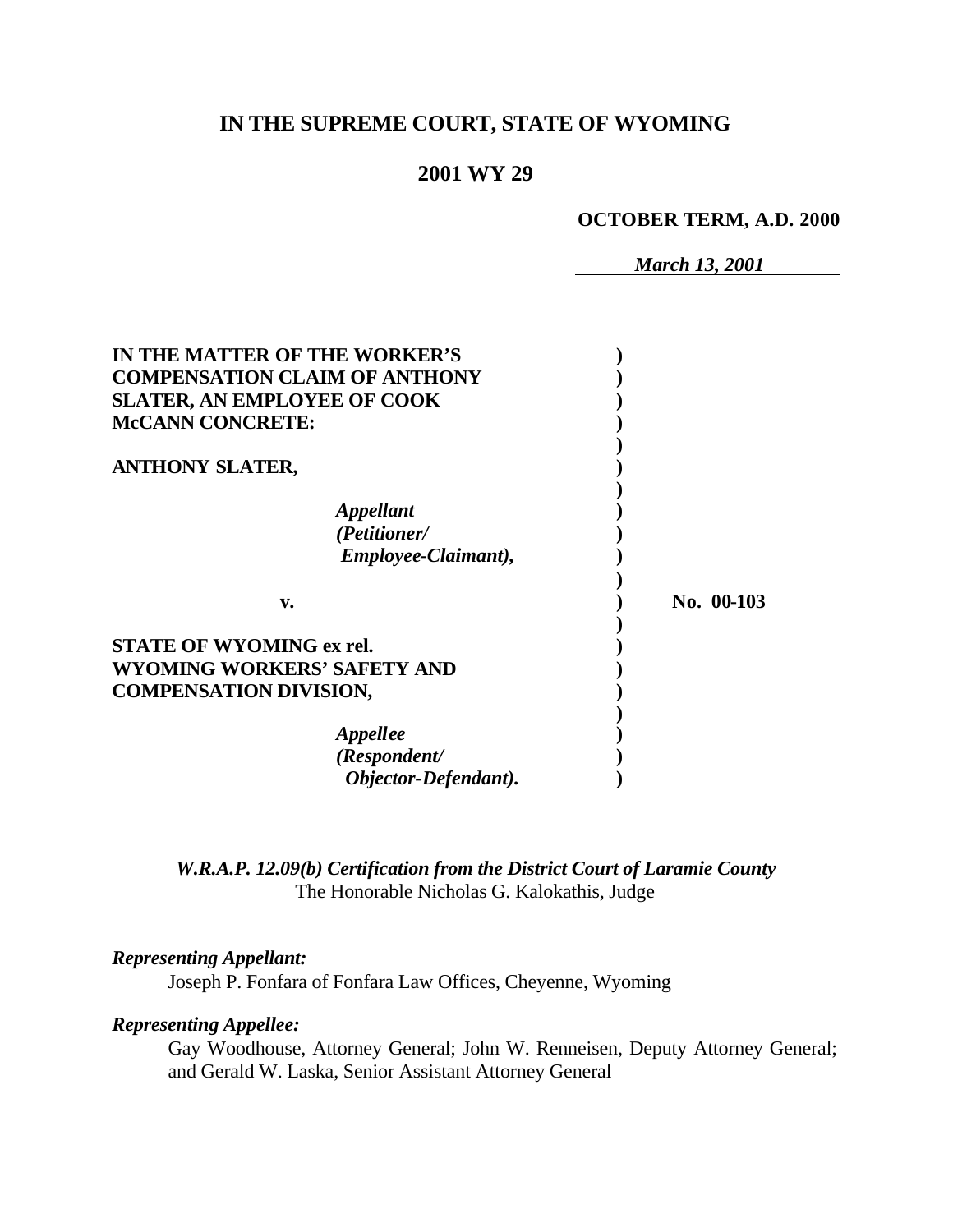# IN THE SUPREME COURT, STATE OF WYOMING

## 2001 WY 29

**OCTOBER TERM, A.D. 2000**

*March 13, 2001*

**IN THE MATTER OF THE WORKER'S COMPENSATION CLAIM OF ANTHONY SLATER, AN EMPLOYEE OF COOK McCANN CONCRETE:**

**ANTHONY SLATER,**

*Appellant (Petitioner/ Employee-Claimant),*

**v.**

**No. 00-103**

**STATE OF WYOMING ex rel. WYOMING WORKERS' SAFETY AND COMPENSATION DIVISION,**

*Appellee (Respondent/ Objector-Defendant).*

*W.R.A.P. 12.09(b) Certification from the District Court of Laramie County*
The Honorable Nicholas G. Kalokathis, Judge

***Representing Appellant:***

Joseph P. Fonfara of Fonfara Law Offices, Cheyenne, Wyoming

***Representing Appellee:***

Gay Woodhouse, Attorney General; John W. Renneisen, Deputy Attorney General; and Gerald W. Laska, Senior Assistant Attorney General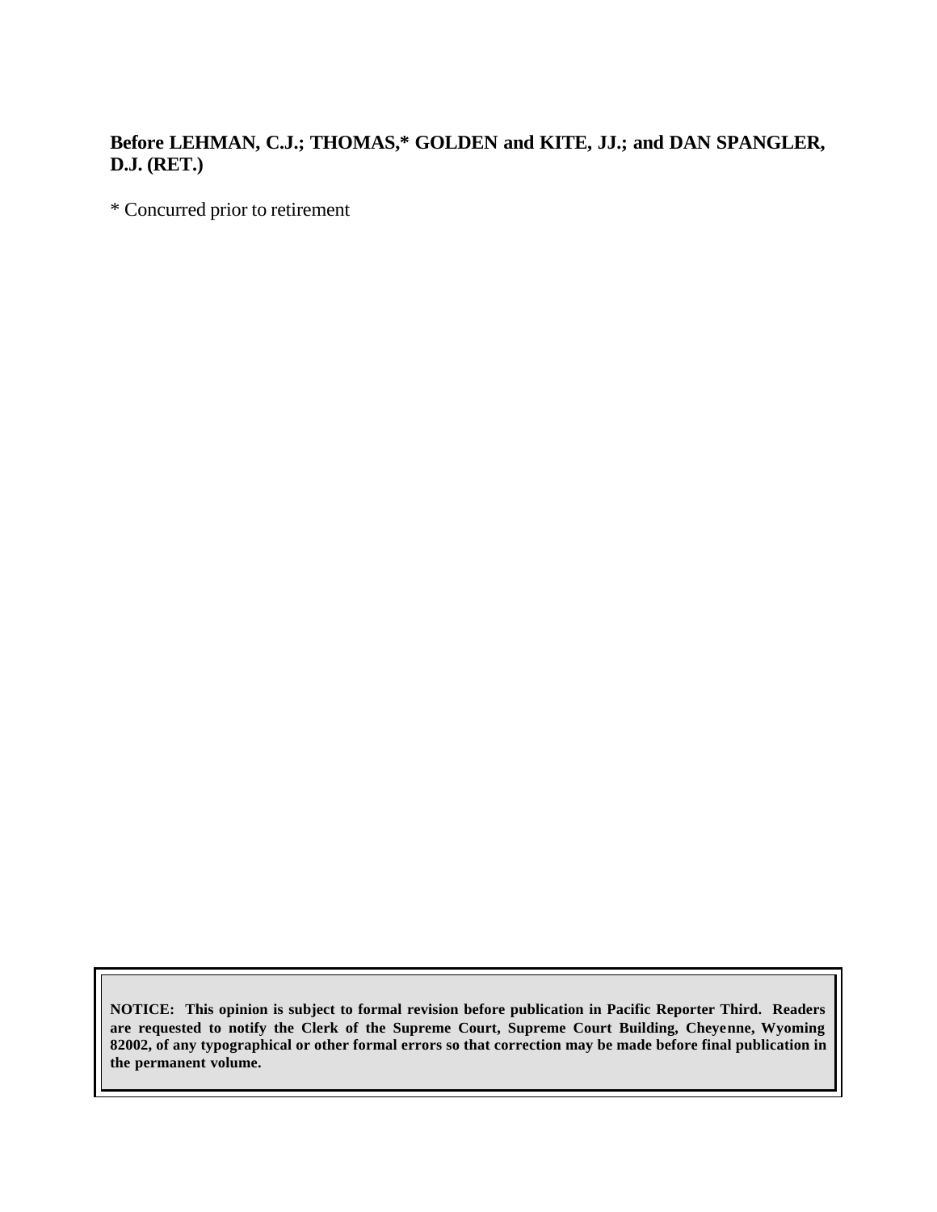**Before LEHMAN, C.J.; THOMAS,* GOLDEN and KITE, JJ.; and DAN SPANGLER, D.J. (RET.)**

* Concurred prior to retirement

**NOTICE: This opinion is subject to formal revision before publication in Pacific Reporter Third. Readers are requested to notify the Clerk of the Supreme Court, Supreme Court Building, Cheyenne, Wyoming 82002, of any typographical or other formal errors so that correction may be made before final publication in the permanent volume.**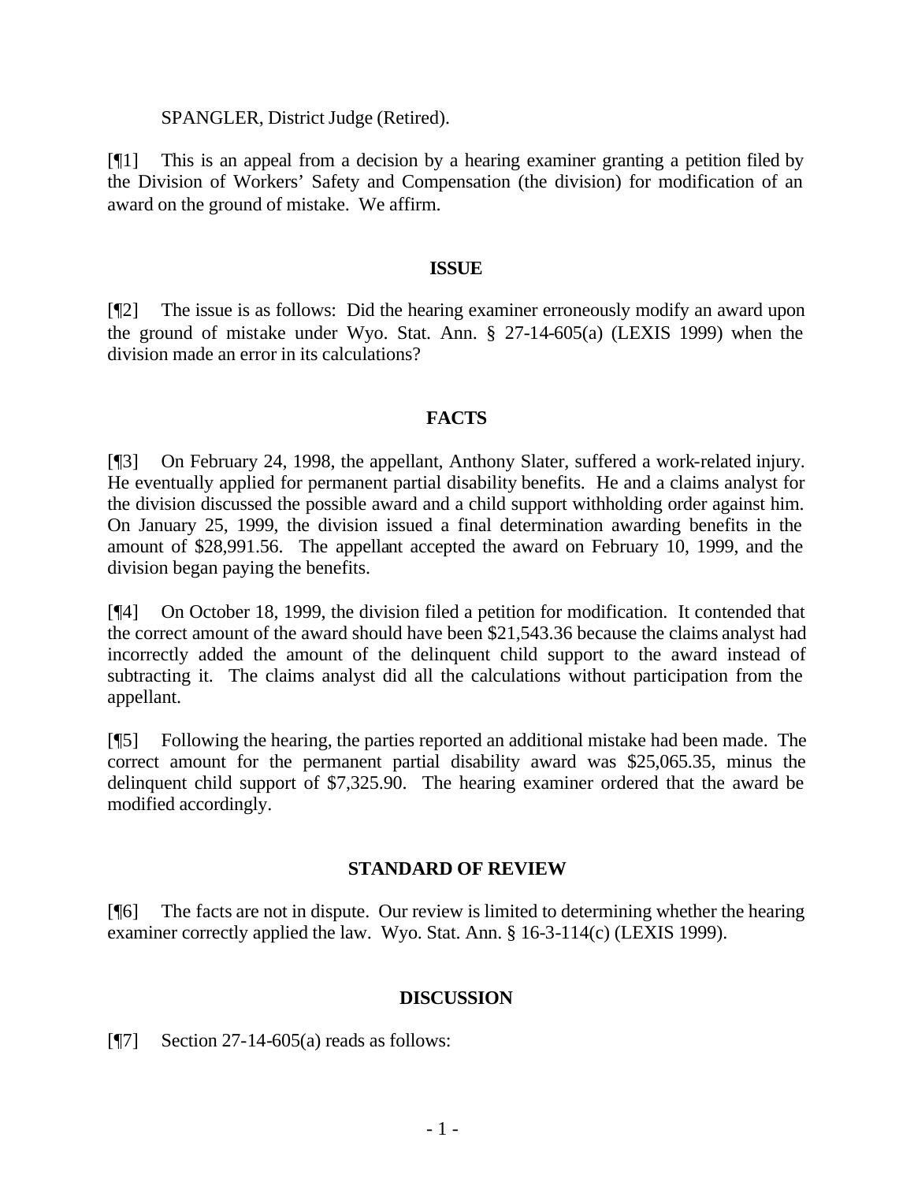SPANGLER, District Judge (Retired).

[¶1] This is an appeal from a decision by a hearing examiner granting a petition filed by the Division of Workers' Safety and Compensation (the division) for modification of an award on the ground of mistake. We affirm.

## ISSUE

[¶2] The issue is as follows: Did the hearing examiner erroneously modify an award upon the ground of mistake under Wyo. Stat. Ann. § 27-14-605(a) (LEXIS 1999) when the division made an error in its calculations?

## FACTS

[¶3] On February 24, 1998, the appellant, Anthony Slater, suffered a work-related injury. He eventually applied for permanent partial disability benefits. He and a claims analyst for the division discussed the possible award and a child support withholding order against him. On January 25, 1999, the division issued a final determination awarding benefits in the amount of $28,991.56. The appellant accepted the award on February 10, 1999, and the division began paying the benefits.

[¶4] On October 18, 1999, the division filed a petition for modification. It contended that the correct amount of the award should have been $21,543.36 because the claims analyst had incorrectly added the amount of the delinquent child support to the award instead of subtracting it. The claims analyst did all the calculations without participation from the appellant.

[¶5] Following the hearing, the parties reported an additional mistake had been made. The correct amount for the permanent partial disability award was $25,065.35, minus the delinquent child support of $7,325.90. The hearing examiner ordered that the award be modified accordingly.

## STANDARD OF REVIEW

[¶6] The facts are not in dispute. Our review is limited to determining whether the hearing examiner correctly applied the law. Wyo. Stat. Ann. § 16-3-114(c) (LEXIS 1999).

## DISCUSSION

[¶7] Section 27-14-605(a) reads as follows: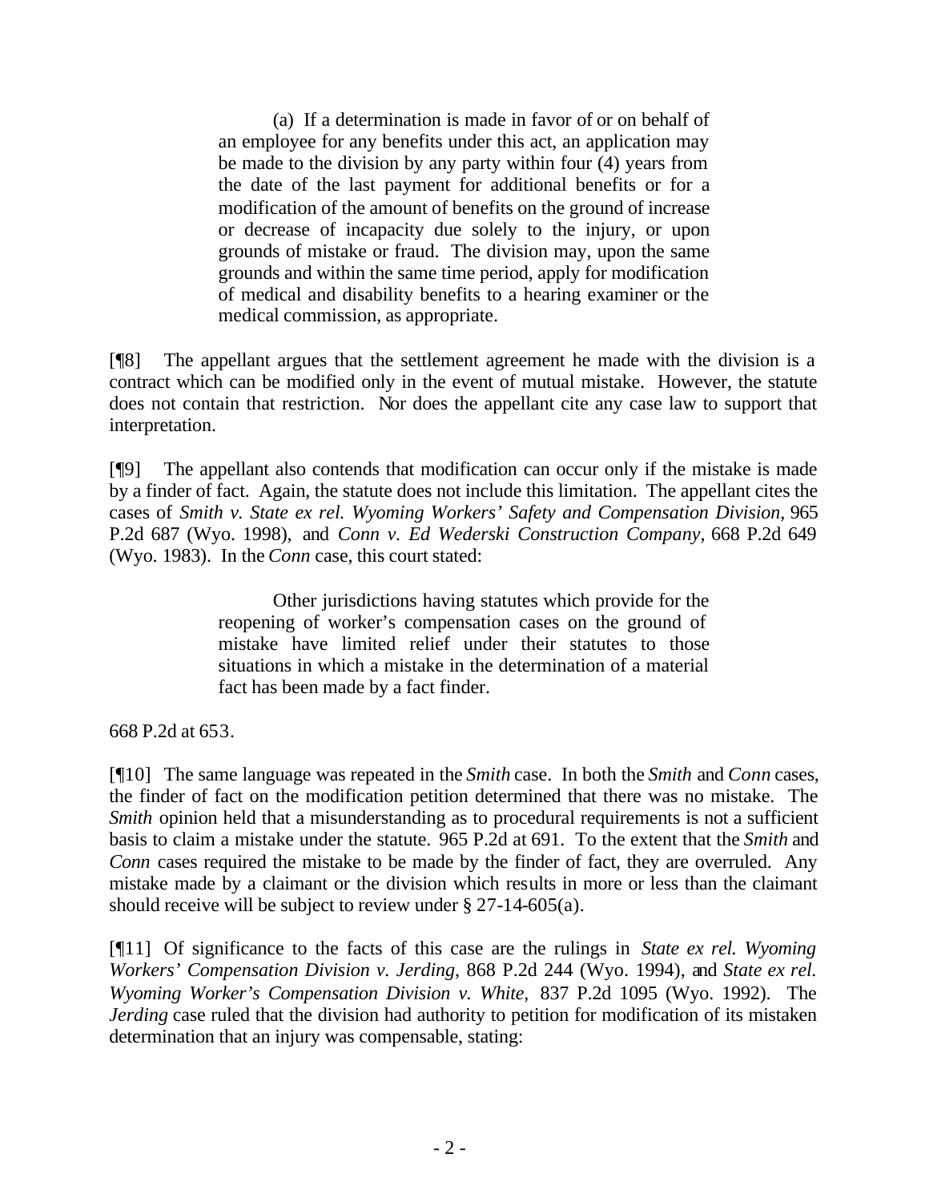> (a) If a determination is made in favor of or on behalf of an employee for any benefits under this act, an application may be made to the division by any party within four (4) years from the date of the last payment for additional benefits or for a modification of the amount of benefits on the ground of increase or decrease of incapacity due solely to the injury, or upon grounds of mistake or fraud. The division may, upon the same grounds and within the same time period, apply for modification of medical and disability benefits to a hearing examiner or the medical commission, as appropriate.

[¶8] The appellant argues that the settlement agreement he made with the division is a contract which can be modified only in the event of mutual mistake. However, the statute does not contain that restriction. Nor does the appellant cite any case law to support that interpretation.

[¶9] The appellant also contends that modification can occur only if the mistake is made by a finder of fact. Again, the statute does not include this limitation. The appellant cites the cases of *Smith v. State ex rel. Wyoming Workers' Safety and Compensation Division*, 965 P.2d 687 (Wyo. 1998), and *Conn v. Ed Wederski Construction Company*, 668 P.2d 649 (Wyo. 1983). In the *Conn* case, this court stated:

> Other jurisdictions having statutes which provide for the reopening of worker's compensation cases on the ground of mistake have limited relief under their statutes to those situations in which a mistake in the determination of a material fact has been made by a fact finder.

668 P.2d at 653.

[¶10] The same language was repeated in the *Smith* case. In both the *Smith* and *Conn* cases, the finder of fact on the modification petition determined that there was no mistake. The *Smith* opinion held that a misunderstanding as to procedural requirements is not a sufficient basis to claim a mistake under the statute. 965 P.2d at 691. To the extent that the *Smith* and *Conn* cases required the mistake to be made by the finder of fact, they are overruled. Any mistake made by a claimant or the division which results in more or less than the claimant should receive will be subject to review under § 27-14-605(a).

[¶11] Of significance to the facts of this case are the rulings in *State ex rel. Wyoming Workers' Compensation Division v. Jerding*, 868 P.2d 244 (Wyo. 1994), and *State ex rel. Wyoming Worker's Compensation Division v. White*, 837 P.2d 1095 (Wyo. 1992). The *Jerding* case ruled that the division had authority to petition for modification of its mistaken determination that an injury was compensable, stating: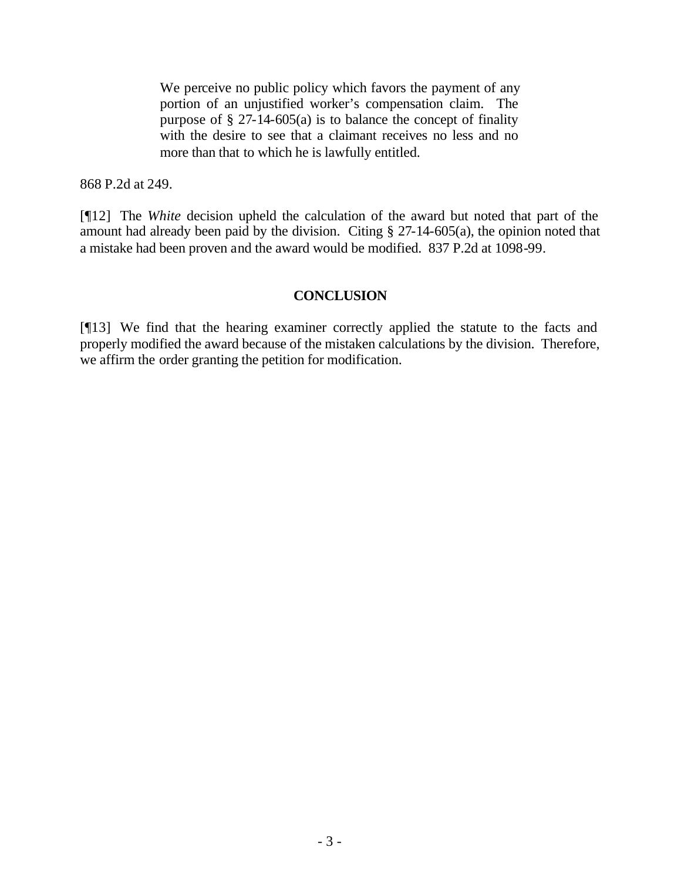> We perceive no public policy which favors the payment of any portion of an unjustified worker's compensation claim. The purpose of § 27-14-605(a) is to balance the concept of finality with the desire to see that a claimant receives no less and no more than that to which he is lawfully entitled.

868 P.2d at 249.

[¶12] The *White* decision upheld the calculation of the award but noted that part of the amount had already been paid by the division. Citing § 27-14-605(a), the opinion noted that a mistake had been proven and the award would be modified. 837 P.2d at 1098-99.

## CONCLUSION

[¶13] We find that the hearing examiner correctly applied the statute to the facts and properly modified the award because of the mistaken calculations by the division. Therefore, we affirm the order granting the petition for modification.